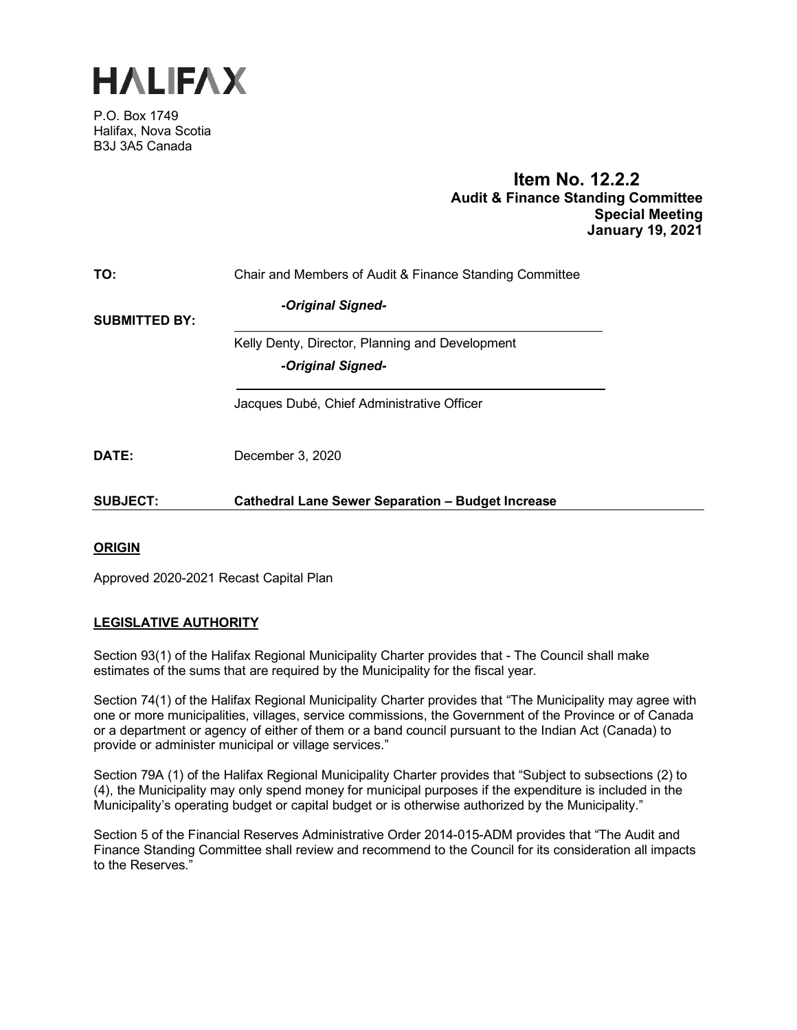# HALIFAX

P.O. Box 1749
Halifax, Nova Scotia
B3J 3A5 Canada

**Item No. 12.2.2**
**Audit & Finance Standing Committee**
**Special Meeting**
**January 19, 2021**

**TO:** Chair and Members of Audit & Finance Standing Committee

**SUBMITTED BY:**

*-Original Signed-*

Kelly Denty, Director, Planning and Development

*-Original Signed-*

Jacques Dubé, Chief Administrative Officer

**DATE:** December 3, 2020

**SUBJECT:** **Cathedral Lane Sewer Separation – Budget Increase**

## ORIGIN

Approved 2020-2021 Recast Capital Plan

## LEGISLATIVE AUTHORITY

Section 93(1) of the Halifax Regional Municipality Charter provides that - The Council shall make estimates of the sums that are required by the Municipality for the fiscal year.

Section 74(1) of the Halifax Regional Municipality Charter provides that "The Municipality may agree with one or more municipalities, villages, service commissions, the Government of the Province or of Canada or a department or agency of either of them or a band council pursuant to the Indian Act (Canada) to provide or administer municipal or village services."

Section 79A (1) of the Halifax Regional Municipality Charter provides that "Subject to subsections (2) to (4), the Municipality may only spend money for municipal purposes if the expenditure is included in the Municipality's operating budget or capital budget or is otherwise authorized by the Municipality."

Section 5 of the Financial Reserves Administrative Order 2014-015-ADM provides that "The Audit and Finance Standing Committee shall review and recommend to the Council for its consideration all impacts to the Reserves."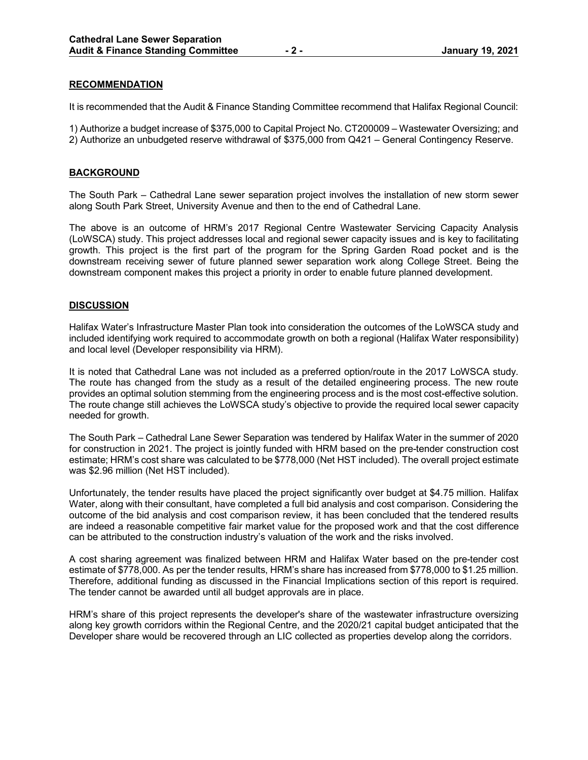## RECOMMENDATION

It is recommended that the Audit & Finance Standing Committee recommend that Halifax Regional Council:

1) Authorize a budget increase of $375,000 to Capital Project No. CT200009 – Wastewater Oversizing; and
2) Authorize an unbudgeted reserve withdrawal of $375,000 from Q421 – General Contingency Reserve.

## BACKGROUND

The South Park – Cathedral Lane sewer separation project involves the installation of new storm sewer along South Park Street, University Avenue and then to the end of Cathedral Lane.

The above is an outcome of HRM's 2017 Regional Centre Wastewater Servicing Capacity Analysis (LoWSCA) study. This project addresses local and regional sewer capacity issues and is key to facilitating growth. This project is the first part of the program for the Spring Garden Road pocket and is the downstream receiving sewer of future planned sewer separation work along College Street. Being the downstream component makes this project a priority in order to enable future planned development.

## DISCUSSION

Halifax Water's Infrastructure Master Plan took into consideration the outcomes of the LoWSCA study and included identifying work required to accommodate growth on both a regional (Halifax Water responsibility) and local level (Developer responsibility via HRM).

It is noted that Cathedral Lane was not included as a preferred option/route in the 2017 LoWSCA study. The route has changed from the study as a result of the detailed engineering process. The new route provides an optimal solution stemming from the engineering process and is the most cost-effective solution. The route change still achieves the LoWSCA study's objective to provide the required local sewer capacity needed for growth.

The South Park – Cathedral Lane Sewer Separation was tendered by Halifax Water in the summer of 2020 for construction in 2021. The project is jointly funded with HRM based on the pre-tender construction cost estimate; HRM's cost share was calculated to be $778,000 (Net HST included). The overall project estimate was $2.96 million (Net HST included).

Unfortunately, the tender results have placed the project significantly over budget at $4.75 million. Halifax Water, along with their consultant, have completed a full bid analysis and cost comparison. Considering the outcome of the bid analysis and cost comparison review, it has been concluded that the tendered results are indeed a reasonable competitive fair market value for the proposed work and that the cost difference can be attributed to the construction industry's valuation of the work and the risks involved.

A cost sharing agreement was finalized between HRM and Halifax Water based on the pre-tender cost estimate of $778,000. As per the tender results, HRM's share has increased from $778,000 to $1.25 million. Therefore, additional funding as discussed in the Financial Implications section of this report is required. The tender cannot be awarded until all budget approvals are in place.

HRM's share of this project represents the developer's share of the wastewater infrastructure oversizing along key growth corridors within the Regional Centre, and the 2020/21 capital budget anticipated that the Developer share would be recovered through an LIC collected as properties develop along the corridors.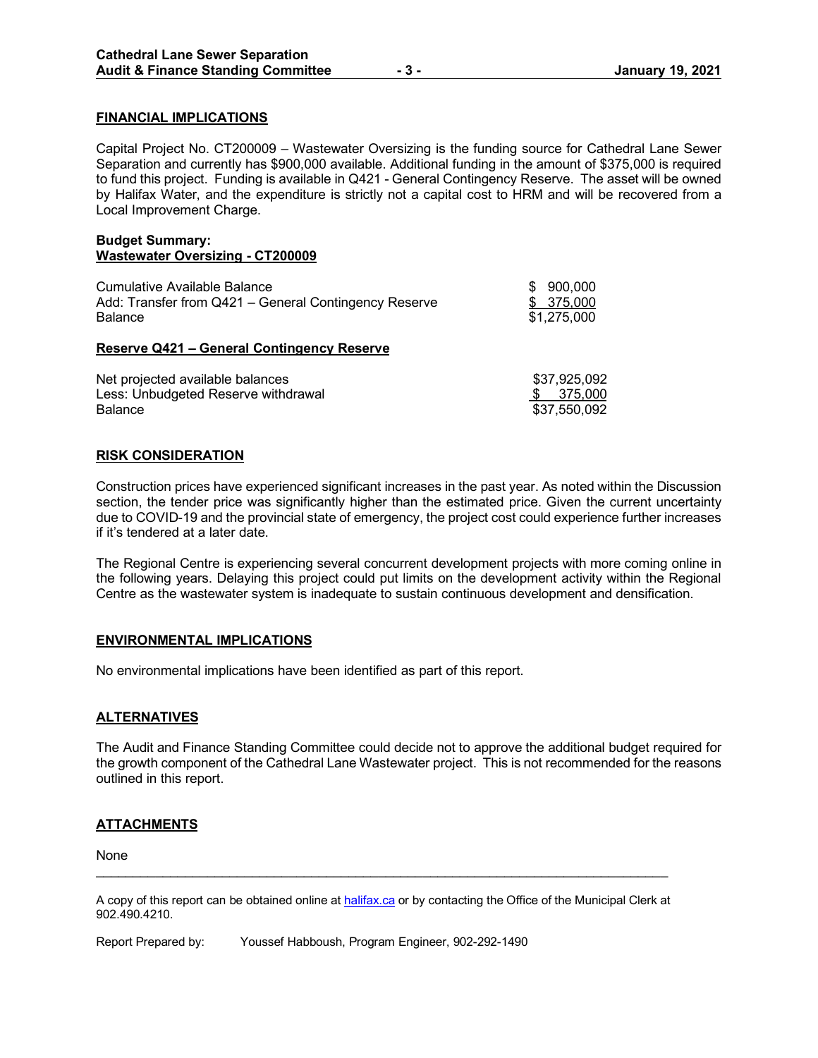## FINANCIAL IMPLICATIONS

Capital Project No. CT200009 – Wastewater Oversizing is the funding source for Cathedral Lane Sewer Separation and currently has $900,000 available. Additional funding in the amount of $375,000 is required to fund this project. Funding is available in Q421 - General Contingency Reserve. The asset will be owned by Halifax Water, and the expenditure is strictly not a capital cost to HRM and will be recovered from a Local Improvement Charge.

**Budget Summary:**
**Wastewater Oversizing - CT200009**

| | |
|---|---|
| Cumulative Available Balance | $ 900,000 |
| Add: Transfer from Q421 – General Contingency Reserve | $ 375,000 |
| Balance | $1,275,000 |

**Reserve Q421 – General Contingency Reserve**

| | |
|---|---|
| Net projected available balances | $37,925,092 |
| Less: Unbudgeted Reserve withdrawal | $ 375,000 |
| Balance | $37,550,092 |

## RISK CONSIDERATION

Construction prices have experienced significant increases in the past year. As noted within the Discussion section, the tender price was significantly higher than the estimated price. Given the current uncertainty due to COVID-19 and the provincial state of emergency, the project cost could experience further increases if it's tendered at a later date.

The Regional Centre is experiencing several concurrent development projects with more coming online in the following years. Delaying this project could put limits on the development activity within the Regional Centre as the wastewater system is inadequate to sustain continuous development and densification.

## ENVIRONMENTAL IMPLICATIONS

No environmental implications have been identified as part of this report.

## ALTERNATIVES

The Audit and Finance Standing Committee could decide not to approve the additional budget required for the growth component of the Cathedral Lane Wastewater project. This is not recommended for the reasons outlined in this report.

## ATTACHMENTS

None

---

A copy of this report can be obtained online at halifax.ca or by contacting the Office of the Municipal Clerk at 902.490.4210.

Report Prepared by: Youssef Habboush, Program Engineer, 902-292-1490